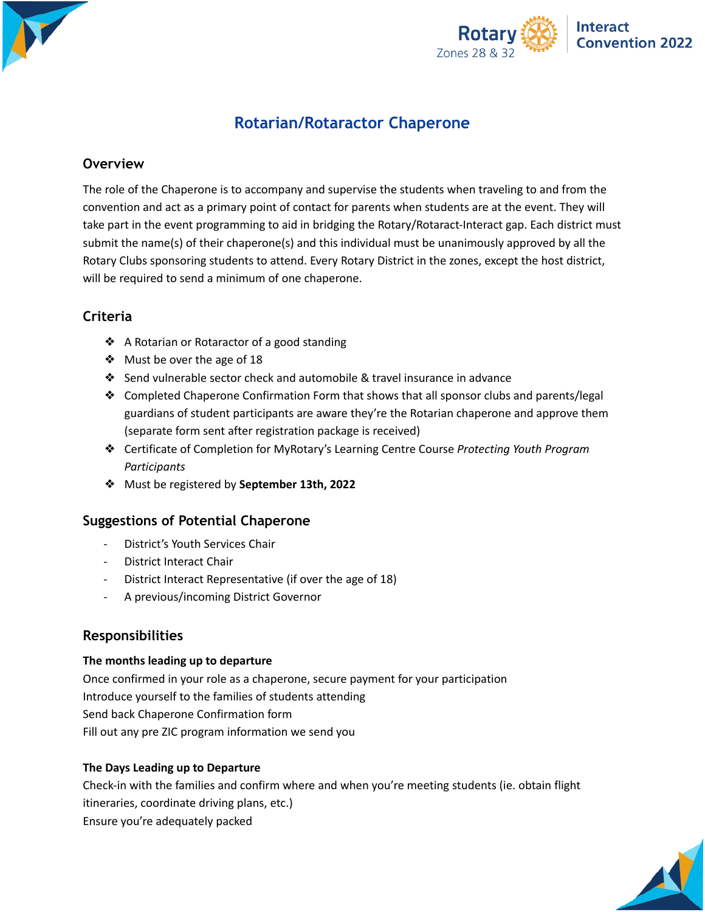Rotary Zones 28 & 32 | Interact Convention 2022

# Rotarian/Rotaractor Chaperone

## Overview

The role of the Chaperone is to accompany and supervise the students when traveling to and from the convention and act as a primary point of contact for parents when students are at the event. They will take part in the event programming to aid in bridging the Rotary/Rotaract-Interact gap. Each district must submit the name(s) of their chaperone(s) and this individual must be unanimously approved by all the Rotary Clubs sponsoring students to attend. Every Rotary District in the zones, except the host district, will be required to send a minimum of one chaperone.

## Criteria

- A Rotarian or Rotaractor of a good standing
- Must be over the age of 18
- Send vulnerable sector check and automobile & travel insurance in advance
- Completed Chaperone Confirmation Form that shows that all sponsor clubs and parents/legal guardians of student participants are aware they're the Rotarian chaperone and approve them (separate form sent after registration package is received)
- Certificate of Completion for MyRotary's Learning Centre Course *Protecting Youth Program Participants*
- Must be registered by **September 13th, 2022**

## Suggestions of Potential Chaperone

- District's Youth Services Chair
- District Interact Chair
- District Interact Representative (if over the age of 18)
- A previous/incoming District Governor

## Responsibilities

**The months leading up to departure**

Once confirmed in your role as a chaperone, secure payment for your participation
Introduce yourself to the families of students attending
Send back Chaperone Confirmation form
Fill out any pre ZIC program information we send you

**The Days Leading up to Departure**

Check-in with the families and confirm where and when you're meeting students (ie. obtain flight itineraries, coordinate driving plans, etc.)
Ensure you're adequately packed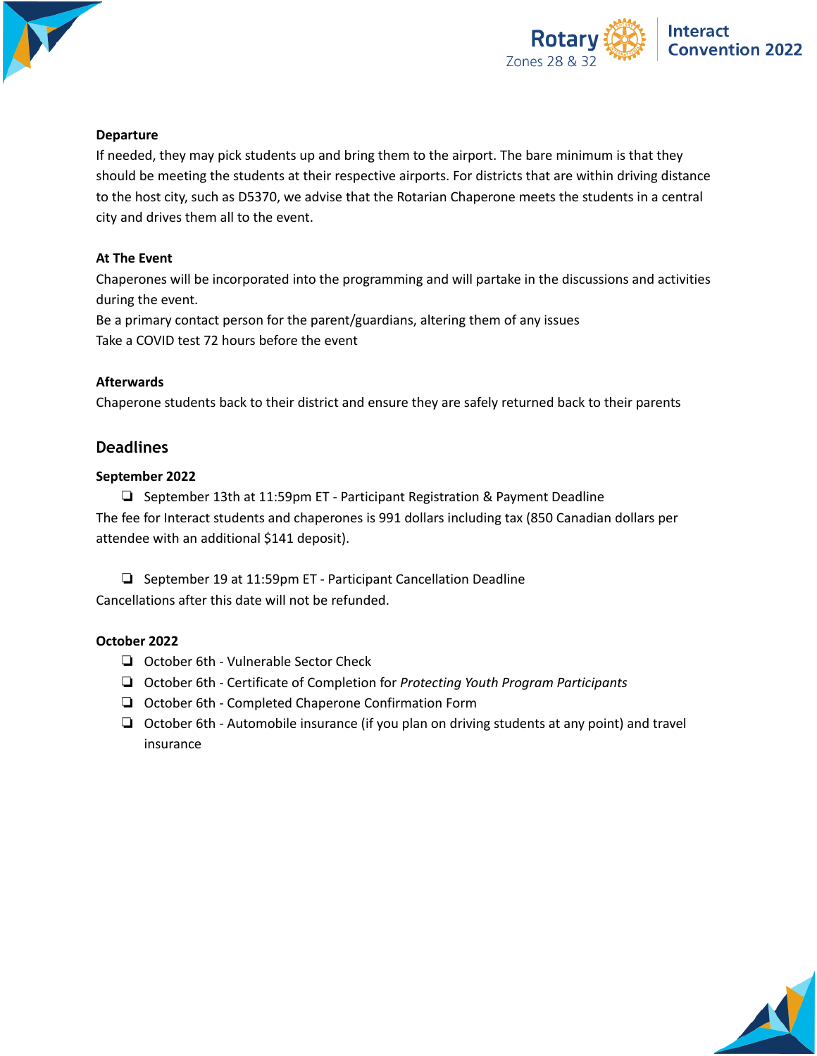**Departure**

If needed, they may pick students up and bring them to the airport. The bare minimum is that they should be meeting the students at their respective airports. For districts that are within driving distance to the host city, such as D5370, we advise that the Rotarian Chaperone meets the students in a central city and drives them all to the event.

**At The Event**

Chaperones will be incorporated into the programming and will partake in the discussions and activities during the event.
Be a primary contact person for the parent/guardians, altering them of any issues
Take a COVID test 72 hours before the event

**Afterwards**

Chaperone students back to their district and ensure they are safely returned back to their parents

## Deadlines

**September 2022**

- [ ] September 13th at 11:59pm ET - Participant Registration & Payment Deadline

The fee for Interact students and chaperones is 991 dollars including tax (850 Canadian dollars per attendee with an additional $141 deposit).

- [ ] September 19 at 11:59pm ET - Participant Cancellation Deadline

Cancellations after this date will not be refunded.

**October 2022**

- [ ] October 6th - Vulnerable Sector Check
- [ ] October 6th - Certificate of Completion for *Protecting Youth Program Participants*
- [ ] October 6th - Completed Chaperone Confirmation Form
- [ ] October 6th - Automobile insurance (if you plan on driving students at any point) and travel insurance